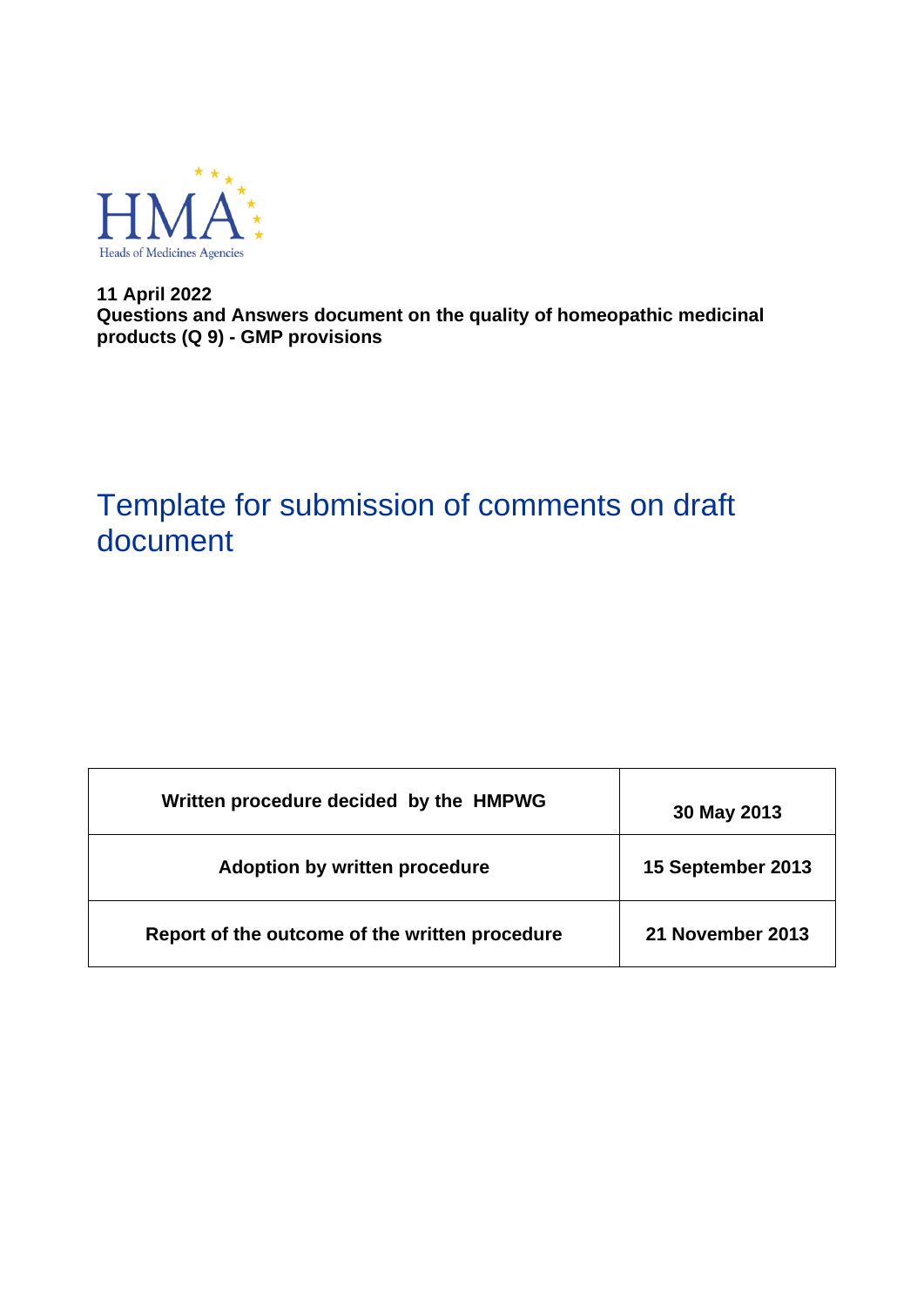HMA
Heads of Medicines Agencies

**11 April 2022**
**Questions and Answers document on the quality of homeopathic medicinal products (Q 9) - GMP provisions**

# Template for submission of comments on draft document

| Written procedure decided by the HMPWG | 30 May 2013 |
| --- | --- |
| Adoption by written procedure | 15 September 2013 |
| Report of the outcome of the written procedure | 21 November 2013 |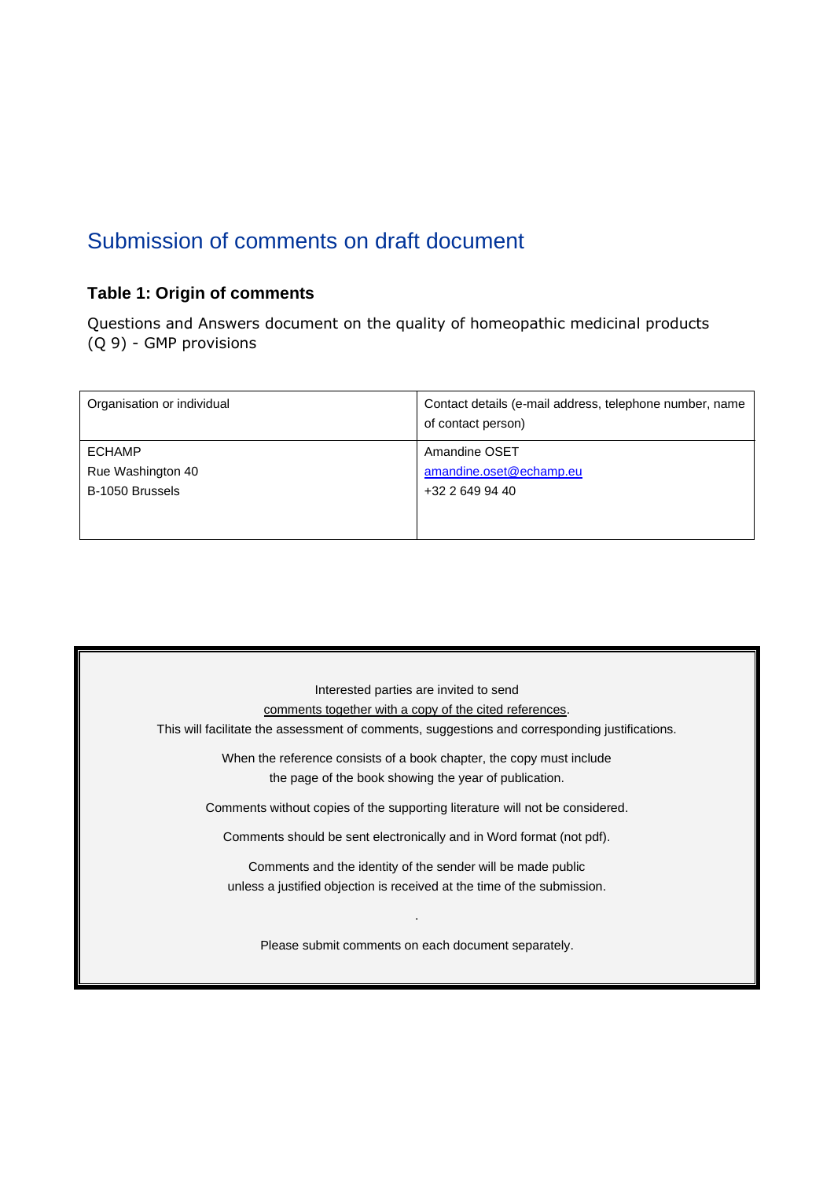# Submission of comments on draft document

### Table 1: Origin of comments

Questions and Answers document on the quality of homeopathic medicinal products (Q 9) - GMP provisions

| Organisation or individual | Contact details (e-mail address, telephone number, name of contact person) |
| --- | --- |
| ECHAMP<br>Rue Washington 40<br>B-1050 Brussels | Amandine OSET<br>amandine.oset@echamp.eu<br>+32 2 649 94 40 |

Interested parties are invited to send
comments together with a copy of the cited references.
This will facilitate the assessment of comments, suggestions and corresponding justifications.

When the reference consists of a book chapter, the copy must include
the page of the book showing the year of publication.

Comments without copies of the supporting literature will not be considered.

Comments should be sent electronically and in Word format (not pdf).

Comments and the identity of the sender will be made public
unless a justified objection is received at the time of the submission.

.

Please submit comments on each document separately.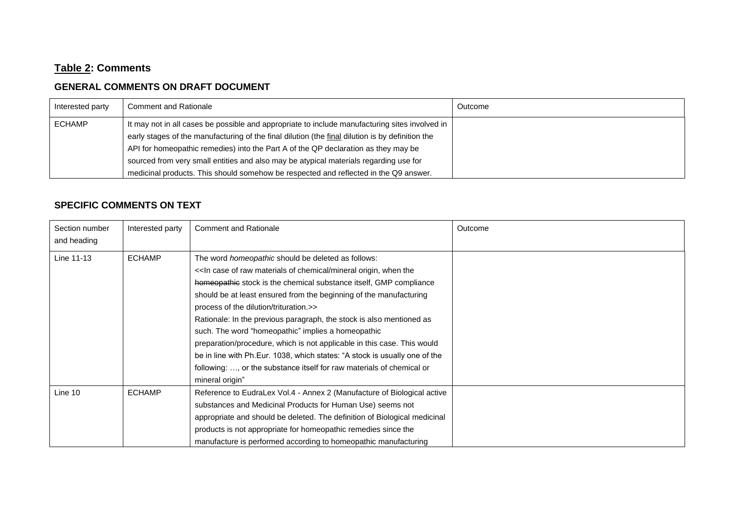## **<u>Table 2</u>: Comments**

### GENERAL COMMENTS ON DRAFT DOCUMENT

| Interested party | Comment and Rationale | Outcome |
|---|---|---|
| ECHAMP | It may not in all cases be possible and appropriate to include manufacturing sites involved in early stages of the manufacturing of the final dilution (the <u>final</u> dilution is by definition the API for homeopathic remedies) into the Part A of the QP declaration as they may be sourced from very small entities and also may be atypical materials regarding use for medicinal products. This should somehow be respected and reflected in the Q9 answer. | |

### SPECIFIC COMMENTS ON TEXT

| Section number and heading | Interested party | Comment and Rationale | Outcome |
|---|---|---|---|
| Line 11-13 | ECHAMP | The word *homeopathic* should be deleted as follows:<br><<In case of raw materials of chemical/mineral origin, when the ~~homeopathic~~ stock is the chemical substance itself, GMP compliance should be at least ensured from the beginning of the manufacturing process of the dilution/trituration.>><br>Rationale: In the previous paragraph, the stock is also mentioned as such. The word "homeopathic" implies a homeopathic preparation/procedure, which is not applicable in this case. This would be in line with Ph.Eur. 1038, which states: "A stock is usually one of the following: …, or the substance itself for raw materials of chemical or mineral origin" | |
| Line 10 | ECHAMP | Reference to EudraLex Vol.4 - Annex 2 (Manufacture of Biological active substances and Medicinal Products for Human Use) seems not appropriate and should be deleted. The definition of Biological medicinal products is not appropriate for homeopathic remedies since the manufacture is performed according to homeopathic manufacturing | |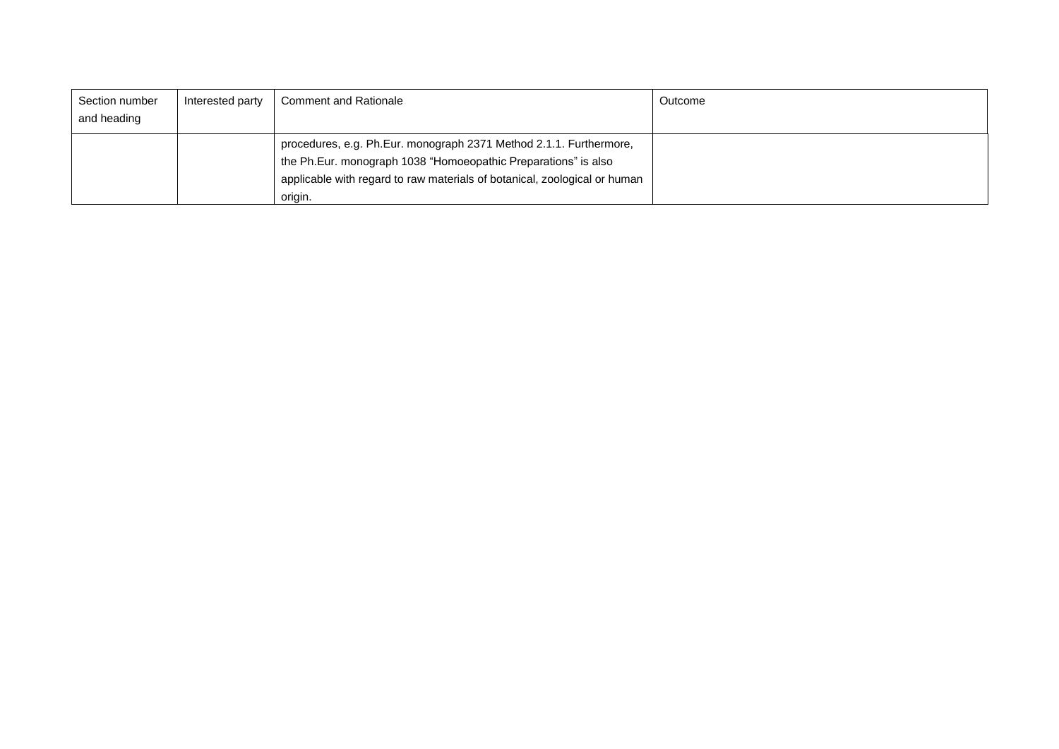| Section number and heading | Interested party | Comment and Rationale | Outcome |
|---|---|---|---|
| | | procedures, e.g. Ph.Eur. monograph 2371 Method 2.1.1. Furthermore, the Ph.Eur. monograph 1038 “Homoeopathic Preparations” is also applicable with regard to raw materials of botanical, zoological or human origin. | |